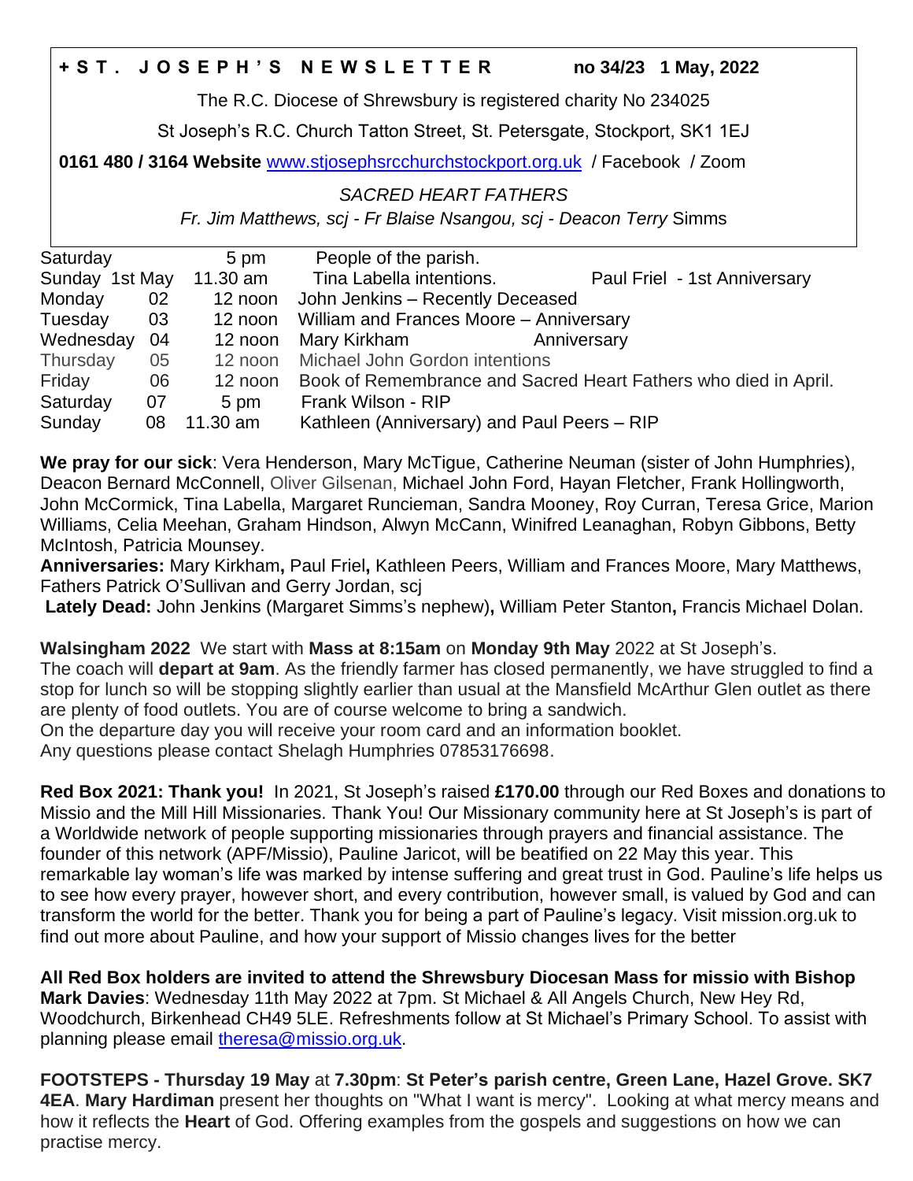**+ S T . J O S E P H ' S N E W S L E T T E R** **no 34/23 1 May, 2022**

The R.C. Diocese of Shrewsbury is registered charity No 234025

St Joseph's R.C. Church Tatton Street, St. Petersgate, Stockport, SK1 1EJ

**0161 480 / 3164 Website** www.stjosephsrcchurchstockport.org.uk / Facebook / Zoom

*SACRED HEART FATHERS*

*Fr. Jim Matthews, scj - Fr Blaise Nsangou, scj - Deacon Terry* Simms

| Day | Date | Time | Intention | |
|---|---|---|---|---|
| Saturday | | 5 pm | People of the parish. | |
| Sunday | 1st May | 11.30 am | Tina Labella intentions. | Paul Friel - 1st Anniversary |
| Monday | 02 | 12 noon | John Jenkins – Recently Deceased | |
| Tuesday | 03 | 12 noon | William and Frances Moore – Anniversary | |
| Wednesday | 04 | 12 noon | Mary Kirkham | Anniversary |
| Thursday | 05 | 12 noon | Michael John Gordon intentions | |
| Friday | 06 | 12 noon | Book of Remembrance and Sacred Heart Fathers who died in April. | |
| Saturday | 07 | 5 pm | Frank Wilson - RIP | |
| Sunday | 08 | 11.30 am | Kathleen (Anniversary) and Paul Peers – RIP | |

**We pray for our sick**: Vera Henderson, Mary McTigue, Catherine Neuman (sister of John Humphries), Deacon Bernard McConnell, Oliver Gilsenan, Michael John Ford, Hayan Fletcher, Frank Hollingworth, John McCormick, Tina Labella, Margaret Runcieman, Sandra Mooney, Roy Curran, Teresa Grice, Marion Williams, Celia Meehan, Graham Hindson, Alwyn McCann, Winifred Leanaghan, Robyn Gibbons, Betty McIntosh, Patricia Mounsey.

**Anniversaries:** Mary Kirkham**,** Paul Friel**,** Kathleen Peers, William and Frances Moore, Mary Matthews, Fathers Patrick O'Sullivan and Gerry Jordan, scj

**Lately Dead:** John Jenkins (Margaret Simms's nephew)**,** William Peter Stanton**,** Francis Michael Dolan.

**Walsingham 2022** We start with **Mass at 8:15am** on **Monday 9th May** 2022 at St Joseph's.
The coach will **depart at 9am**. As the friendly farmer has closed permanently, we have struggled to find a stop for lunch so will be stopping slightly earlier than usual at the Mansfield McArthur Glen outlet as there are plenty of food outlets. You are of course welcome to bring a sandwich.
On the departure day you will receive your room card and an information booklet.
Any questions please contact Shelagh Humphries 07853176698.

**Red Box 2021: Thank you!** In 2021, St Joseph's raised **£170.00** through our Red Boxes and donations to Missio and the Mill Hill Missionaries. Thank You! Our Missionary community here at St Joseph's is part of a Worldwide network of people supporting missionaries through prayers and financial assistance. The founder of this network (APF/Missio), Pauline Jaricot, will be beatified on 22 May this year. This remarkable lay woman's life was marked by intense suffering and great trust in God. Pauline's life helps us to see how every prayer, however short, and every contribution, however small, is valued by God and can transform the world for the better. Thank you for being a part of Pauline's legacy. Visit mission.org.uk to find out more about Pauline, and how your support of Missio changes lives for the better

**All Red Box holders are invited to attend the Shrewsbury Diocesan Mass for missio with Bishop Mark Davies**: Wednesday 11th May 2022 at 7pm. St Michael & All Angels Church, New Hey Rd, Woodchurch, Birkenhead CH49 5LE. Refreshments follow at St Michael's Primary School. To assist with planning please email theresa@missio.org.uk.

**FOOTSTEPS - Thursday 19 May** at **7.30pm**: **St Peter's parish centre, Green Lane, Hazel Grove. SK7 4EA**. **Mary Hardiman** present her thoughts on "What I want is mercy". Looking at what mercy means and how it reflects the **Heart** of God. Offering examples from the gospels and suggestions on how we can practise mercy.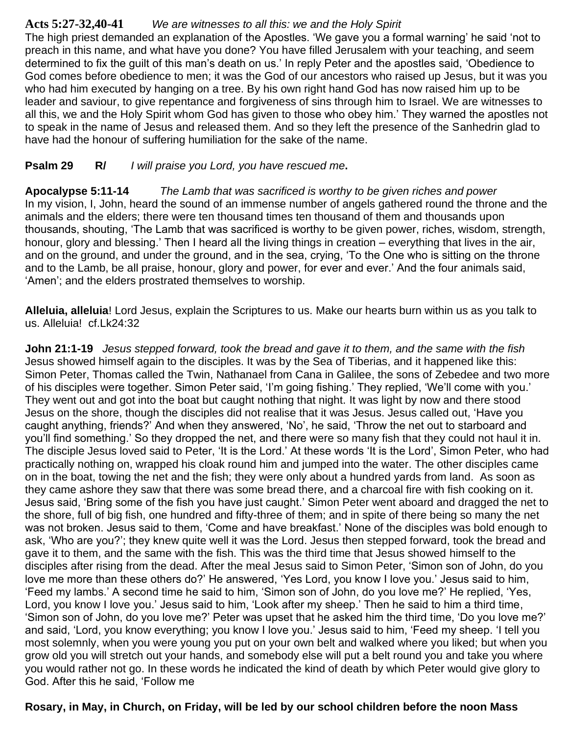**Acts 5:27-32,40-41** *We are witnesses to all this: we and the Holy Spirit*
The high priest demanded an explanation of the Apostles. 'We gave you a formal warning' he said 'not to preach in this name, and what have you done? You have filled Jerusalem with your teaching, and seem determined to fix the guilt of this man's death on us.' In reply Peter and the apostles said, 'Obedience to God comes before obedience to men; it was the God of our ancestors who raised up Jesus, but it was you who had him executed by hanging on a tree. By his own right hand God has now raised him up to be leader and saviour, to give repentance and forgiveness of sins through him to Israel. We are witnesses to all this, we and the Holy Spirit whom God has given to those who obey him.' They warned the apostles not to speak in the name of Jesus and released them. And so they left the presence of the Sanhedrin glad to have had the honour of suffering humiliation for the sake of the name.

**Psalm 29 R/** *I will praise you Lord, you have rescued me*.

**Apocalypse 5:11-14** *The Lamb that was sacrificed is worthy to be given riches and power*
In my vision, I, John, heard the sound of an immense number of angels gathered round the throne and the animals and the elders; there were ten thousand times ten thousand of them and thousands upon thousands, shouting, 'The Lamb that was sacrificed is worthy to be given power, riches, wisdom, strength, honour, glory and blessing.' Then I heard all the living things in creation – everything that lives in the air, and on the ground, and under the ground, and in the sea, crying, 'To the One who is sitting on the throne and to the Lamb, be all praise, honour, glory and power, for ever and ever.' And the four animals said, 'Amen'; and the elders prostrated themselves to worship.

**Alleluia, alleluia**! Lord Jesus, explain the Scriptures to us. Make our hearts burn within us as you talk to us. Alleluia! cf.Lk24:32

**John 21:1-19** *Jesus stepped forward, took the bread and gave it to them, and the same with the fish*
Jesus showed himself again to the disciples. It was by the Sea of Tiberias, and it happened like this: Simon Peter, Thomas called the Twin, Nathanael from Cana in Galilee, the sons of Zebedee and two more of his disciples were together. Simon Peter said, 'I'm going fishing.' They replied, 'We'll come with you.' They went out and got into the boat but caught nothing that night. It was light by now and there stood Jesus on the shore, though the disciples did not realise that it was Jesus. Jesus called out, 'Have you caught anything, friends?' And when they answered, 'No', he said, 'Throw the net out to starboard and you'll find something.' So they dropped the net, and there were so many fish that they could not haul it in. The disciple Jesus loved said to Peter, 'It is the Lord.' At these words 'It is the Lord', Simon Peter, who had practically nothing on, wrapped his cloak round him and jumped into the water. The other disciples came on in the boat, towing the net and the fish; they were only about a hundred yards from land. As soon as they came ashore they saw that there was some bread there, and a charcoal fire with fish cooking on it. Jesus said, 'Bring some of the fish you have just caught.' Simon Peter went aboard and dragged the net to the shore, full of big fish, one hundred and fifty-three of them; and in spite of there being so many the net was not broken. Jesus said to them, 'Come and have breakfast.' None of the disciples was bold enough to ask, 'Who are you?'; they knew quite well it was the Lord. Jesus then stepped forward, took the bread and gave it to them, and the same with the fish. This was the third time that Jesus showed himself to the disciples after rising from the dead. After the meal Jesus said to Simon Peter, 'Simon son of John, do you love me more than these others do?' He answered, 'Yes Lord, you know I love you.' Jesus said to him, 'Feed my lambs.' A second time he said to him, 'Simon son of John, do you love me?' He replied, 'Yes, Lord, you know I love you.' Jesus said to him, 'Look after my sheep.' Then he said to him a third time, 'Simon son of John, do you love me?' Peter was upset that he asked him the third time, 'Do you love me?' and said, 'Lord, you know everything; you know I love you.' Jesus said to him, 'Feed my sheep. 'I tell you most solemnly, when you were young you put on your own belt and walked where you liked; but when you grow old you will stretch out your hands, and somebody else will put a belt round you and take you where you would rather not go. In these words he indicated the kind of death by which Peter would give glory to God. After this he said, 'Follow me

**Rosary, in May, in Church, on Friday, will be led by our school children before the noon Mass**